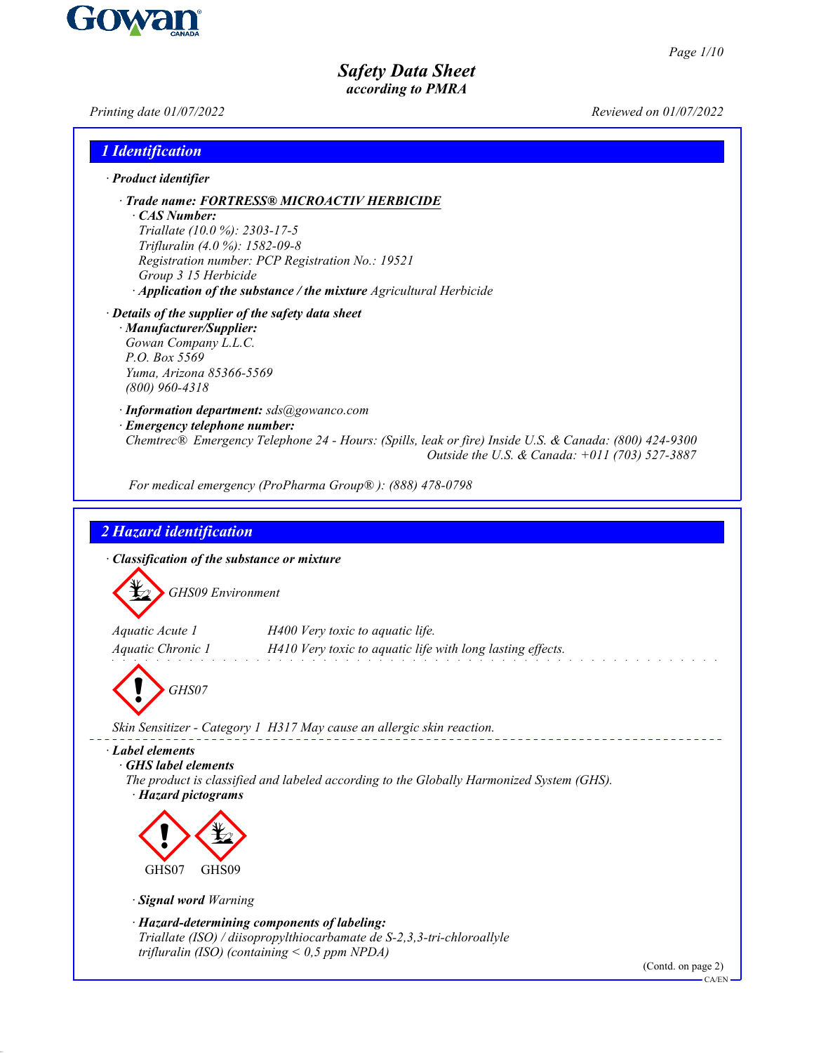# Safety Data Sheet
*according to PMRA*

Printing date 01/07/2022 Reviewed on 01/07/2022

## 1 Identification

· **Product identifier**

· **Trade name: FORTRESS® MICROACTIV HERBICIDE**

· **CAS Number:**
Triallate (10.0 %): 2303-17-5
Trifluralin (4.0 %): 1582-09-8
Registration number: PCP Registration No.: 19521
Group 3 15 Herbicide

· **Application of the substance / the mixture** Agricultural Herbicide

· **Details of the supplier of the safety data sheet**

· **Manufacturer/Supplier:**
Gowan Company L.L.C.
P.O. Box 5569
Yuma, Arizona 85366-5569
(800) 960-4318

· **Information department:** sds@gowanco.com

· **Emergency telephone number:**
Chemtrec® Emergency Telephone 24 - Hours: (Spills, leak or fire) Inside U.S. & Canada: (800) 424-9300
Outside the U.S. & Canada: +011 (703) 527-3887

For medical emergency (ProPharma Group®): (888) 478-0798

## 2 Hazard identification

· **Classification of the substance or mixture**

GHS09 Environment

| | |
|---|---|
| Aquatic Acute 1 | H400 Very toxic to aquatic life. |
| Aquatic Chronic 1 | H410 Very toxic to aquatic life with long lasting effects. |

GHS07

Skin Sensitizer - Category 1 H317 May cause an allergic skin reaction.

· **Label elements**

· **GHS label elements**
The product is classified and labeled according to the Globally Harmonized System (GHS).

· **Hazard pictograms**

GHS07 GHS09

· **Signal word** Warning

· **Hazard-determining components of labeling:**
Triallate (ISO) / diisopropylthiocarbamate de S-2,3,3-tri-chloroallyle
trifluralin (ISO) (containing < 0,5 ppm NPDA)

(Contd. on page 2)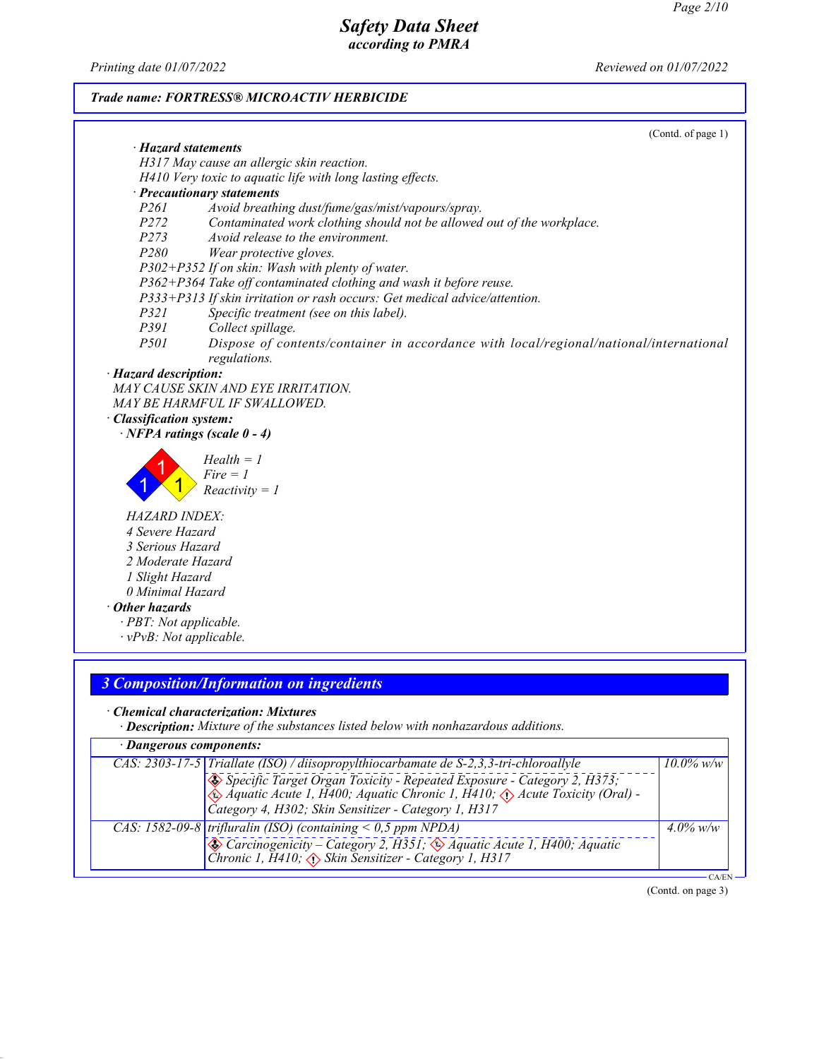Trade name: **FORTRESS® MICROACTIV HERBICIDE**

(Contd. of page 1)

· **Hazard statements**

H317 May cause an allergic skin reaction.
H410 Very toxic to aquatic life with long lasting effects.

· **Precautionary statements**

P261 Avoid breathing dust/fume/gas/mist/vapours/spray.
P272 Contaminated work clothing should not be allowed out of the workplace.
P273 Avoid release to the environment.
P280 Wear protective gloves.
P302+P352 If on skin: Wash with plenty of water.
P362+P364 Take off contaminated clothing and wash it before reuse.
P333+P313 If skin irritation or rash occurs: Get medical advice/attention.
P321 Specific treatment (see on this label).
P391 Collect spillage.
P501 Dispose of contents/container in accordance with local/regional/national/international regulations.

· **Hazard description:**

MAY CAUSE SKIN AND EYE IRRITATION.
MAY BE HARMFUL IF SWALLOWED.

· **Classification system:**

· **NFPA ratings (scale 0 - 4)**

Health = 1
Fire = 1
Reactivity = 1

HAZARD INDEX:
4 Severe Hazard
3 Serious Hazard
2 Moderate Hazard
1 Slight Hazard
0 Minimal Hazard

· **Other hazards**

· PBT: Not applicable.
· vPvB: Not applicable.

## 3 Composition/Information on ingredients

· **Chemical characterization: Mixtures**

· **Description:** Mixture of the substances listed below with nonhazardous additions.

· **Dangerous components:**

| CAS | Component | w/w |
|---|---|---|
| CAS: 2303-17-5 | Triallate (ISO) / diisopropylthiocarbamate de S-2,3,3-tri-chloroallyle<br>Specific Target Organ Toxicity - Repeated Exposure - Category 2, H373; Aquatic Acute 1, H400; Aquatic Chronic 1, H410; Acute Toxicity (Oral) - Category 4, H302; Skin Sensitizer - Category 1, H317 | 10.0% w/w |
| CAS: 1582-09-8 | trifluralin (ISO) (containing < 0,5 ppm NPDA)<br>Carcinogenicity – Category 2, H351; Aquatic Acute 1, H400; Aquatic Chronic 1, H410; Skin Sensitizer - Category 1, H317 | 4.0% w/w |

(Contd. on page 3)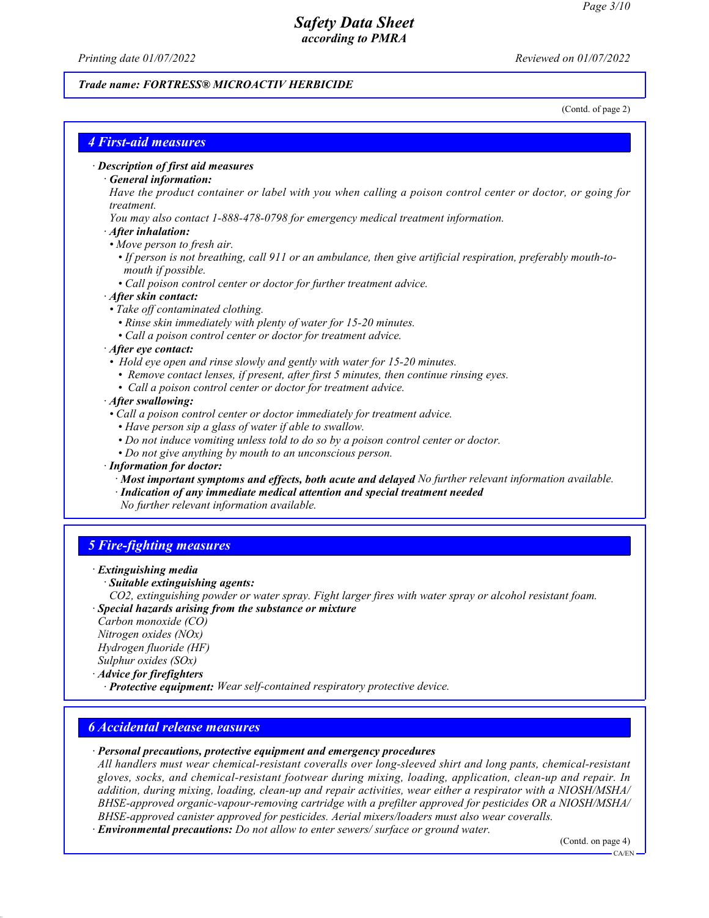(Contd. of page 2)

## 4 First-aid measures

· **Description of first aid measures**

· **General information:**

Have the product container or label with you when calling a poison control center or doctor, or going for treatment.

You may also contact 1-888-478-0798 for emergency medical treatment information.

· **After inhalation:**

- Move person to fresh air.
- If person is not breathing, call 911 or an ambulance, then give artificial respiration, preferably mouth-to-mouth if possible.
- Call poison control center or doctor for further treatment advice.

· **After skin contact:**

- Take off contaminated clothing.
- Rinse skin immediately with plenty of water for 15-20 minutes.
- Call a poison control center or doctor for treatment advice.

· **After eye contact:**

- Hold eye open and rinse slowly and gently with water for 15-20 minutes.
- Remove contact lenses, if present, after first 5 minutes, then continue rinsing eyes.
- Call a poison control center or doctor for treatment advice.

· **After swallowing:**

- Call a poison control center or doctor immediately for treatment advice.
- Have person sip a glass of water if able to swallow.
- Do not induce vomiting unless told to do so by a poison control center or doctor.
- Do not give anything by mouth to an unconscious person.

· **Information for doctor:**

· **Most important symptoms and effects, both acute and delayed** No further relevant information available.

· **Indication of any immediate medical attention and special treatment needed**

No further relevant information available.

## 5 Fire-fighting measures

· **Extinguishing media**

· **Suitable extinguishing agents:**

$CO_2$, extinguishing powder or water spray. Fight larger fires with water spray or alcohol resistant foam.

· **Special hazards arising from the substance or mixture**

Carbon monoxide (CO)

Nitrogen oxides ($NO_x$)

Hydrogen fluoride (HF)

Sulphur oxides ($SO_x$)

· **Advice for firefighters**

· **Protective equipment:** Wear self-contained respiratory protective device.

## 6 Accidental release measures

· **Personal precautions, protective equipment and emergency procedures**

All handlers must wear chemical-resistant coveralls over long-sleeved shirt and long pants, chemical-resistant gloves, socks, and chemical-resistant footwear during mixing, loading, application, clean-up and repair. In addition, during mixing, loading, clean-up and repair activities, wear either a respirator with a NIOSH/MSHA/BHSE-approved organic-vapour-removing cartridge with a prefilter approved for pesticides OR a NIOSH/MSHA/BHSE-approved canister approved for pesticides. Aerial mixers/loaders must also wear coveralls.

· **Environmental precautions:** Do not allow to enter sewers/ surface or ground water.

(Contd. on page 4)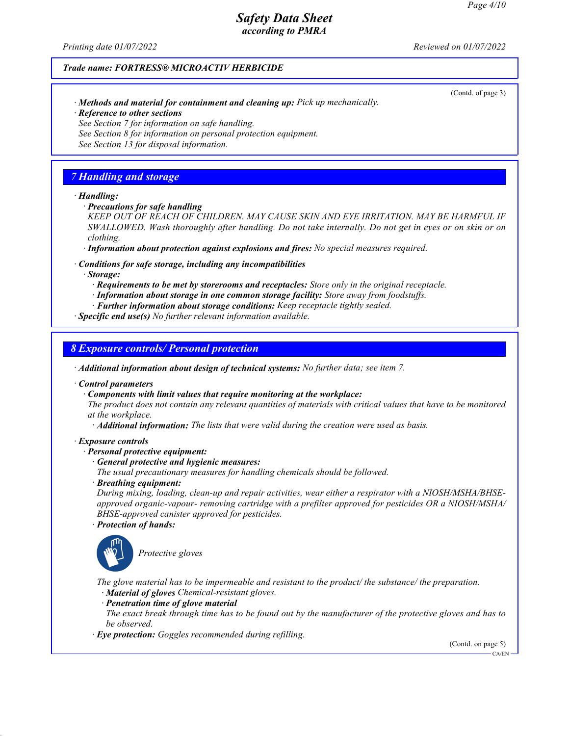Trade name: FORTRESS® MICROACTIV HERBICIDE

(Contd. of page 3)

· **Methods and material for containment and cleaning up:** Pick up mechanically.
· **Reference to other sections**
See Section 7 for information on safe handling.
See Section 8 for information on personal protection equipment.
See Section 13 for disposal information.

## 7 Handling and storage

· **Handling:**
· **Precautions for safe handling**
KEEP OUT OF REACH OF CHILDREN. MAY CAUSE SKIN AND EYE IRRITATION. MAY BE HARMFUL IF SWALLOWED. Wash thoroughly after handling. Do not take internally. Do not get in eyes or on skin or on clothing.
· **Information about protection against explosions and fires:** No special measures required.

· **Conditions for safe storage, including any incompatibilities**
· **Storage:**
· **Requirements to be met by storerooms and receptacles:** Store only in the original receptacle.
· **Information about storage in one common storage facility:** Store away from foodstuffs.
· **Further information about storage conditions:** Keep receptacle tightly sealed.
· **Specific end use(s)** No further relevant information available.

## 8 Exposure controls/ Personal protection

· **Additional information about design of technical systems:** No further data; see item 7.

· **Control parameters**
· **Components with limit values that require monitoring at the workplace:**
The product does not contain any relevant quantities of materials with critical values that have to be monitored at the workplace.
· **Additional information:** The lists that were valid during the creation were used as basis.

· **Exposure controls**
· **Personal protective equipment:**
· **General protective and hygienic measures:**
The usual precautionary measures for handling chemicals should be followed.
· **Breathing equipment:**
During mixing, loading, clean-up and repair activities, wear either a respirator with a NIOSH/MSHA/BHSE-approved organic-vapour- removing cartridge with a prefilter approved for pesticides OR a NIOSH/MSHA/BHSE-approved canister approved for pesticides.
· **Protection of hands:**

Protective gloves

The glove material has to be impermeable and resistant to the product/ the substance/ the preparation.
· **Material of gloves** Chemical-resistant gloves.
· **Penetration time of glove material**
The exact break through time has to be found out by the manufacturer of the protective gloves and has to be observed.
· **Eye protection:** Goggles recommended during refilling.

(Contd. on page 5)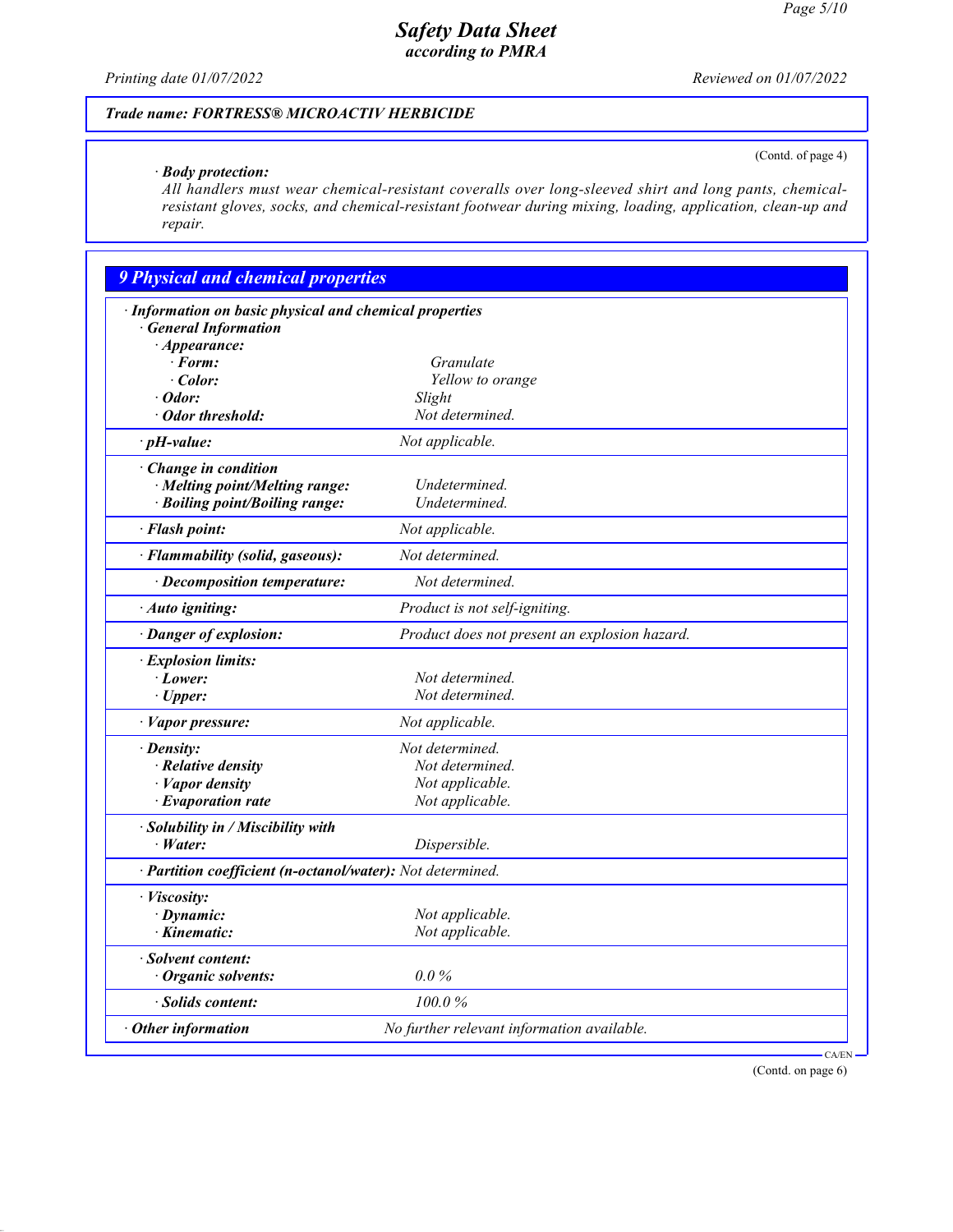Trade name: FORTRESS® MICROACTIV HERBICIDE

(Contd. of page 4)

· **Body protection:**
*All handlers must wear chemical-resistant coveralls over long-sleeved shirt and long pants, chemical-resistant gloves, socks, and chemical-resistant footwear during mixing, loading, application, clean-up and repair.*

## 9 Physical and chemical properties

· **Information on basic physical and chemical properties**

· **General Information**

| Property | Value |
|---|---|
| · **Appearance:** | |
| · **Form:** | Granulate |
| · **Color:** | Yellow to orange |
| · **Odor:** | Slight |
| · **Odor threshold:** | Not determined. |
| · **pH-value:** | Not applicable. |
| · **Change in condition** | |
| · **Melting point/Melting range:** | Undetermined. |
| · **Boiling point/Boiling range:** | Undetermined. |
| · **Flash point:** | Not applicable. |
| · **Flammability (solid, gaseous):** | Not determined. |
| · **Decomposition temperature:** | Not determined. |
| · **Auto igniting:** | Product is not self-igniting. |
| · **Danger of explosion:** | Product does not present an explosion hazard. |
| · **Explosion limits:** | |
| · **Lower:** | Not determined. |
| · **Upper:** | Not determined. |
| · **Vapor pressure:** | Not applicable. |
| · **Density:** | Not determined. |
| · **Relative density** | Not determined. |
| · **Vapor density** | Not applicable. |
| · **Evaporation rate** | Not applicable. |
| · **Solubility in / Miscibility with** | |
| · **Water:** | Dispersible. |
| · **Partition coefficient (n-octanol/water):** | Not determined. |
| · **Viscosity:** | |
| · **Dynamic:** | Not applicable. |
| · **Kinematic:** | Not applicable. |
| · **Solvent content:** | |
| · **Organic solvents:** | 0.0 % |
| · **Solids content:** | 100.0 % |
| · **Other information** | No further relevant information available. |

(Contd. on page 6)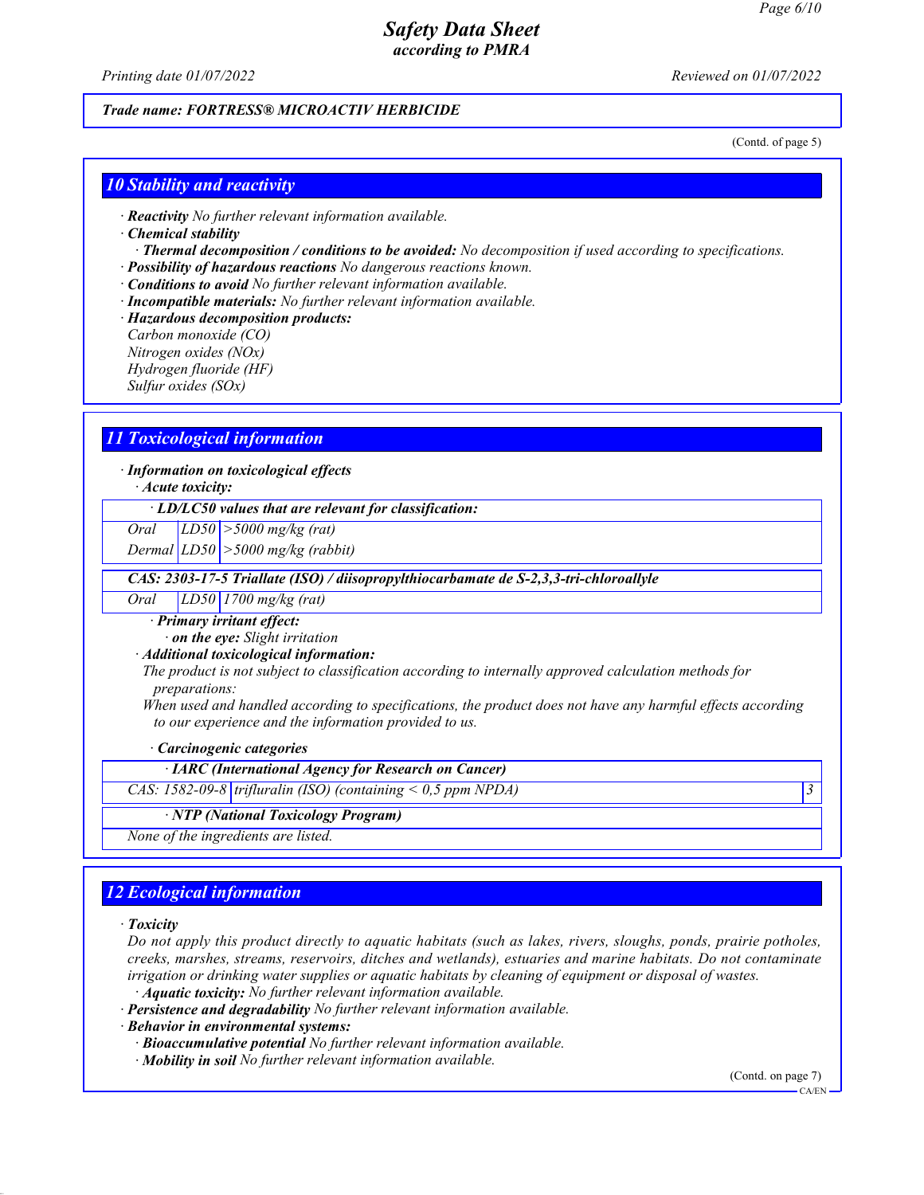**Safety Data Sheet**
**according to PMRA**

Printing date 01/07/2022 Reviewed on 01/07/2022

**Trade name: FORTRESS® MICROACTIV HERBICIDE**

(Contd. of page 5)

## 10 Stability and reactivity

· **Reactivity** No further relevant information available.
· **Chemical stability**
· **Thermal decomposition / conditions to be avoided:** No decomposition if used according to specifications.
· **Possibility of hazardous reactions** No dangerous reactions known.
· **Conditions to avoid** No further relevant information available.
· **Incompatible materials:** No further relevant information available.
· **Hazardous decomposition products:**
Carbon monoxide (CO)
Nitrogen oxides (NOx)
Hydrogen fluoride (HF)
Sulfur oxides (SOx)

## 11 Toxicological information

· **Information on toxicological effects**
· **Acute toxicity:**

| · LD/LC50 values that are relevant for classification: | | |
|---|---|---|
| Oral | LD50 | >5000 mg/kg (rat) |
| Dermal | LD50 | >5000 mg/kg (rabbit) |
| **CAS: 2303-17-5 Triallate (ISO) / diisopropylthiocarbamate de S-2,3,3-tri-chloroallyle** | | |
| Oral | LD50 | 1700 mg/kg (rat) |

· **Primary irritant effect:**
· **on the eye:** Slight irritation
· **Additional toxicological information:**
The product is not subject to classification according to internally approved calculation methods for preparations:
When used and handled according to specifications, the product does not have any harmful effects according to our experience and the information provided to us.

· **Carcinogenic categories**

| · IARC (International Agency for Research on Cancer) | | |
|---|---|---|
| CAS: 1582-09-8 | trifluralin (ISO) (containing < 0,5 ppm NPDA) | 3 |

| · NTP (National Toxicology Program) |
|---|
| None of the ingredients are listed. |

## 12 Ecological information

· **Toxicity**
Do not apply this product directly to aquatic habitats (such as lakes, rivers, sloughs, ponds, prairie potholes, creeks, marshes, streams, reservoirs, ditches and wetlands), estuaries and marine habitats. Do not contaminate irrigation or drinking water supplies or aquatic habitats by cleaning of equipment or disposal of wastes.
· **Aquatic toxicity:** No further relevant information available.
· **Persistence and degradability** No further relevant information available.
· **Behavior in environmental systems:**
· **Bioaccumulative potential** No further relevant information available.
· **Mobility in soil** No further relevant information available.

(Contd. on page 7)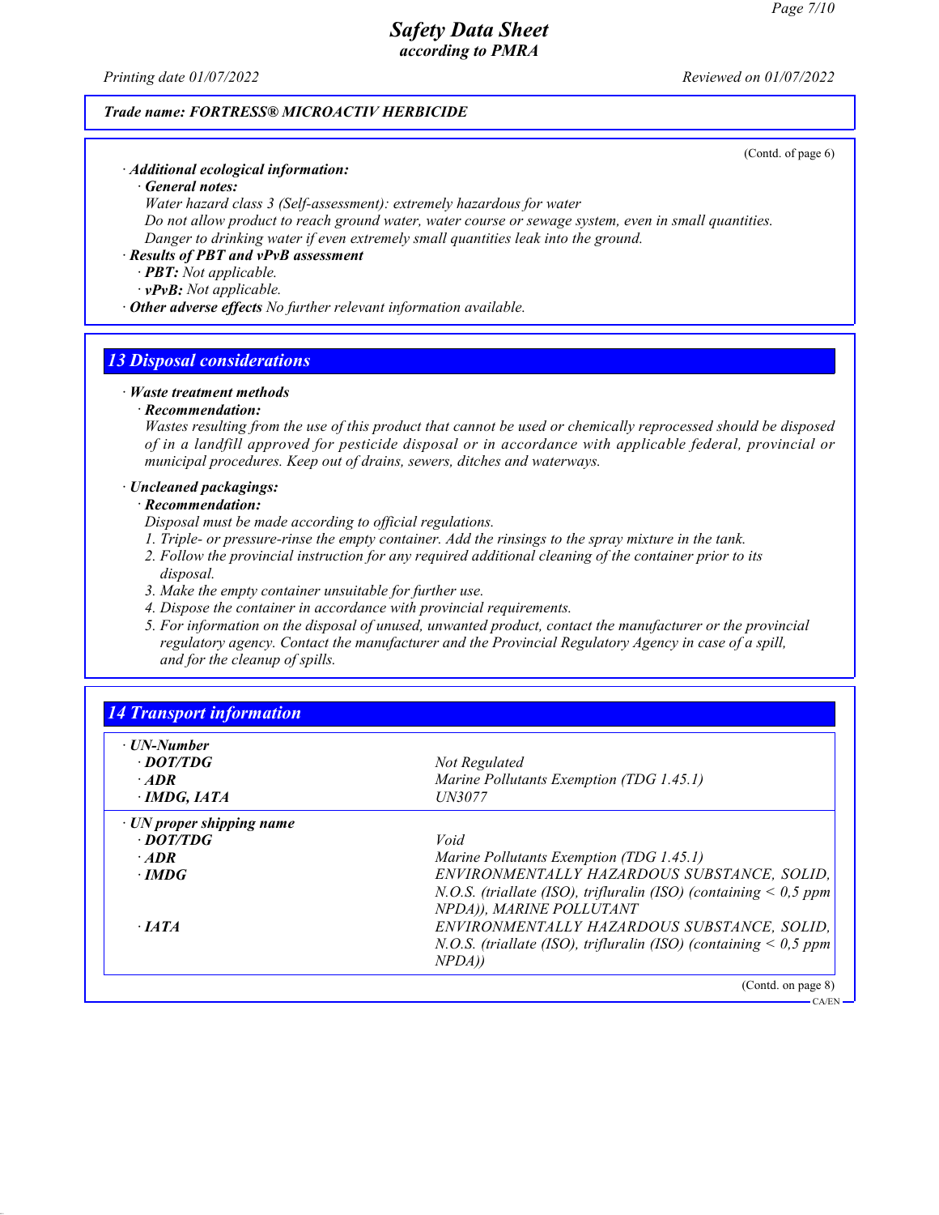**Trade name: FORTRESS® MICROACTIV HERBICIDE**

(Contd. of page 6)

· **Additional ecological information:**
  · **General notes:**
  Water hazard class 3 (Self-assessment): extremely hazardous for water
  Do not allow product to reach ground water, water course or sewage system, even in small quantities.
  Danger to drinking water if even extremely small quantities leak into the ground.
· **Results of PBT and vPvB assessment**
  · **PBT:** Not applicable.
  · **vPvB:** Not applicable.
· **Other adverse effects** No further relevant information available.

## 13 Disposal considerations

· **Waste treatment methods**
  · **Recommendation:**
  Wastes resulting from the use of this product that cannot be used or chemically reprocessed should be disposed of in a landfill approved for pesticide disposal or in accordance with applicable federal, provincial or municipal procedures. Keep out of drains, sewers, ditches and waterways.

· **Uncleaned packagings:**
  · **Recommendation:**
  Disposal must be made according to official regulations.
  1. Triple- or pressure-rinse the empty container. Add the rinsings to the spray mixture in the tank.
  2. Follow the provincial instruction for any required additional cleaning of the container prior to its disposal.
  3. Make the empty container unsuitable for further use.
  4. Dispose the container in accordance with provincial requirements.
  5. For information on the disposal of unused, unwanted product, contact the manufacturer or the provincial regulatory agency. Contact the manufacturer and the Provincial Regulatory Agency in case of a spill, and for the cleanup of spills.

## 14 Transport information

| | |
|---|---|
| **· UN-Number** | |
| **· DOT/TDG** | Not Regulated |
| **· ADR** | Marine Pollutants Exemption (TDG 1.45.1) |
| **· IMDG, IATA** | UN3077 |
| **· UN proper shipping name** | |
| **· DOT/TDG** | Void |
| **· ADR** | Marine Pollutants Exemption (TDG 1.45.1) |
| **· IMDG** | ENVIRONMENTALLY HAZARDOUS SUBSTANCE, SOLID, N.O.S. (triallate (ISO), trifluralin (ISO) (containing < 0,5 ppm NPDA)), MARINE POLLUTANT |
| **· IATA** | ENVIRONMENTALLY HAZARDOUS SUBSTANCE, SOLID, N.O.S. (triallate (ISO), trifluralin (ISO) (containing < 0,5 ppm NPDA)) |

(Contd. on page 8)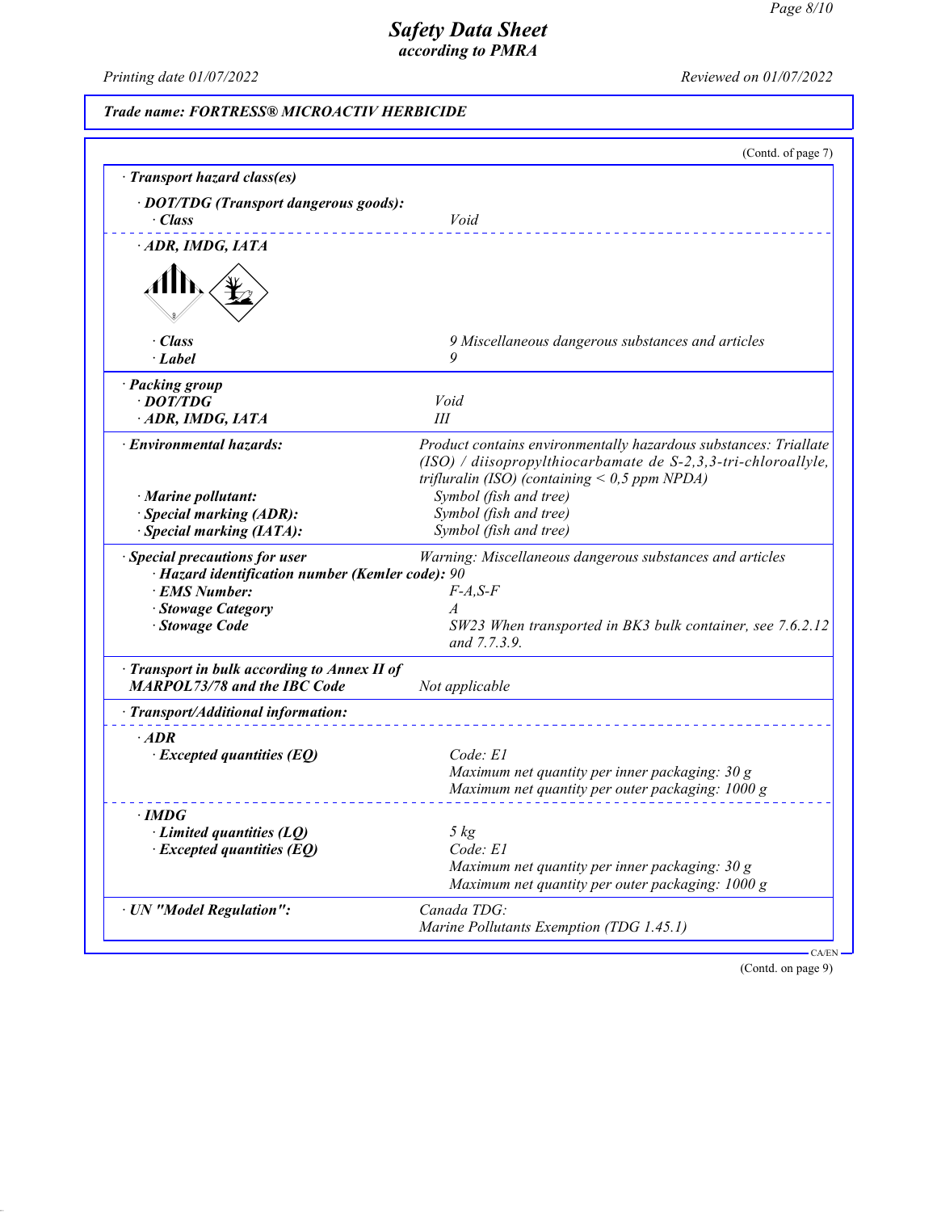## Safety Data Sheet
*according to PMRA*

Printing date 01/07/2022 Reviewed on 01/07/2022

**Trade name: FORTRESS® MICROACTIV HERBICIDE**

(Contd. of page 7)

**· Transport hazard class(es)**

**· DOT/TDG (Transport dangerous goods):**

| | |
|---|---|
| **· Class** | Void |

**· ADR, IMDG, IATA**

| | |
|---|---|
| **· Class** | 9 Miscellaneous dangerous substances and articles |
| **· Label** | 9 |

**· Packing group**

| | |
|---|---|
| **· DOT/TDG** | Void |
| **· ADR, IMDG, IATA** | III |

| | |
|---|---|
| **· Environmental hazards:** | Product contains environmentally hazardous substances: Triallate (ISO) / diisopropylthiocarbamate de S-2,3,3-tri-chloroallyle, trifluralin (ISO) (containing < 0,5 ppm NPDA) |
| **· Marine pollutant:** | Symbol (fish and tree) |
| **· Special marking (ADR):** | Symbol (fish and tree) |
| **· Special marking (IATA):** | Symbol (fish and tree) |

| | |
|---|---|
| **· Special precautions for user** | Warning: Miscellaneous dangerous substances and articles |
| **· Hazard identification number (Kemler code):** | 90 |
| **· EMS Number:** | F-A,S-F |
| **· Stowage Category** | A |
| **· Stowage Code** | SW23 When transported in BK3 bulk container, see 7.6.2.12 and 7.7.3.9. |

| | |
|---|---|
| **· Transport in bulk according to Annex II of MARPOL73/78 and the IBC Code** | Not applicable |

**· Transport/Additional information:**

**· ADR**

| | |
|---|---|
| **· Excepted quantities (EQ)** | Code: E1<br>Maximum net quantity per inner packaging: 30 g<br>Maximum net quantity per outer packaging: 1000 g |

**· IMDG**

| | |
|---|---|
| **· Limited quantities (LQ)** | 5 kg |
| **· Excepted quantities (EQ)** | Code: E1<br>Maximum net quantity per inner packaging: 30 g<br>Maximum net quantity per outer packaging: 1000 g |

| | |
|---|---|
| **· UN "Model Regulation":** | Canada TDG:<br>Marine Pollutants Exemption (TDG 1.45.1) |

CA/EN

(Contd. on page 9)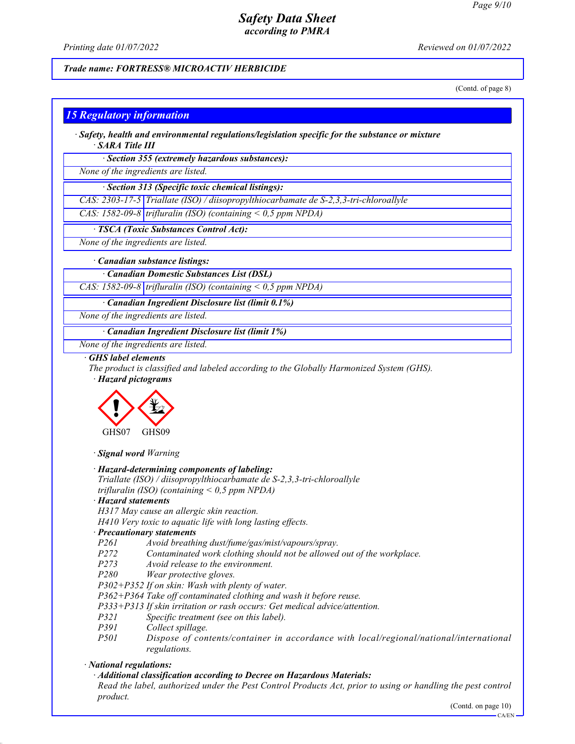*Trade name: FORTRESS® MICROACTIV HERBICIDE*

(Contd. of page 8)

## 15 Regulatory information

· **Safety, health and environmental regulations/legislation specific for the substance or mixture**

· **SARA Title III**

· **Section 355 (extremely hazardous substances):**

None of the ingredients are listed.

· **Section 313 (Specific toxic chemical listings):**

| | |
|---|---|
| CAS: 2303-17-5 | Triallate (ISO) / diisopropylthiocarbamate de S-2,3,3-tri-chloroallyle |
| CAS: 1582-09-8 | trifluralin (ISO) (containing < 0,5 ppm NPDA) |

· **TSCA (Toxic Substances Control Act):**

None of the ingredients are listed.

· **Canadian substance listings:**

· **Canadian Domestic Substances List (DSL)**

| | |
|---|---|
| CAS: 1582-09-8 | trifluralin (ISO) (containing < 0,5 ppm NPDA) |

· **Canadian Ingredient Disclosure list (limit 0.1%)**

None of the ingredients are listed.

· **Canadian Ingredient Disclosure list (limit 1%)**

None of the ingredients are listed.

· **GHS label elements**

The product is classified and labeled according to the Globally Harmonized System (GHS).

· **Hazard pictograms**

GHS07 GHS09

· **Signal word** Warning

· **Hazard-determining components of labeling:**

Triallate (ISO) / diisopropylthiocarbamate de S-2,3,3-tri-chloroallyle
trifluralin (ISO) (containing < 0,5 ppm NPDA)

· **Hazard statements**

H317 May cause an allergic skin reaction.
H410 Very toxic to aquatic life with long lasting effects.

· **Precautionary statements**

P261 Avoid breathing dust/fume/gas/mist/vapours/spray.
P272 Contaminated work clothing should not be allowed out of the workplace.
P273 Avoid release to the environment.
P280 Wear protective gloves.
P302+P352 If on skin: Wash with plenty of water.
P362+P364 Take off contaminated clothing and wash it before reuse.
P333+P313 If skin irritation or rash occurs: Get medical advice/attention.
P321 Specific treatment (see on this label).
P391 Collect spillage.
P501 Dispose of contents/container in accordance with local/regional/national/international regulations.

· **National regulations:**

· **Additional classification according to Decree on Hazardous Materials:**

Read the label, authorized under the Pest Control Products Act, prior to using or handling the pest control product.

(Contd. on page 10)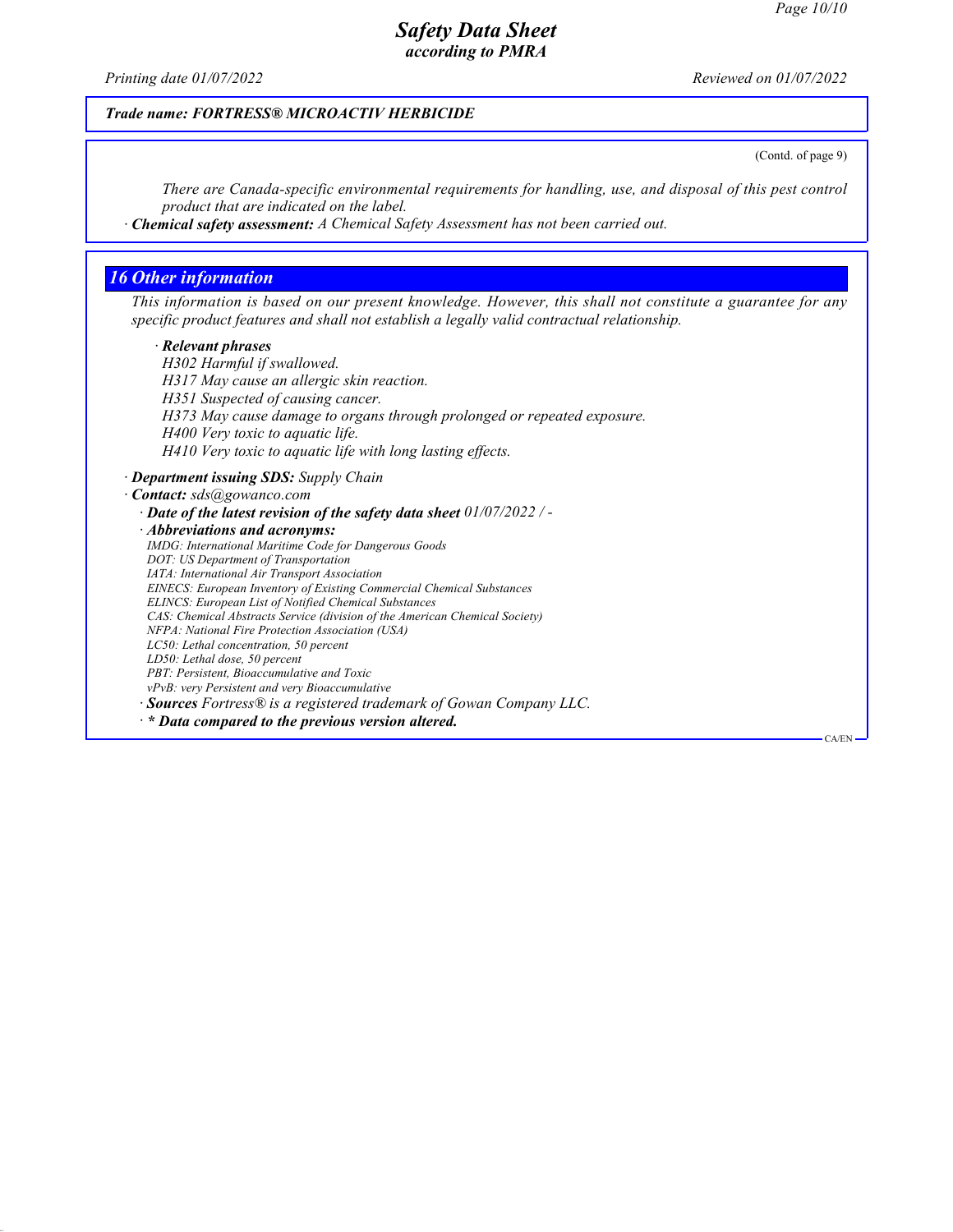*Trade name: FORTRESS® MICROACTIV HERBICIDE*

(Contd. of page 9)

*There are Canada-specific environmental requirements for handling, use, and disposal of this pest control product that are indicated on the label.*

· ***Chemical safety assessment:*** *A Chemical Safety Assessment has not been carried out.*

## 16 Other information

*This information is based on our present knowledge. However, this shall not constitute a guarantee for any specific product features and shall not establish a legally valid contractual relationship.*

· ***Relevant phrases***

*H302 Harmful if swallowed.*
*H317 May cause an allergic skin reaction.*
*H351 Suspected of causing cancer.*
*H373 May cause damage to organs through prolonged or repeated exposure.*
*H400 Very toxic to aquatic life.*
*H410 Very toxic to aquatic life with long lasting effects.*

· ***Department issuing SDS:*** *Supply Chain*
· ***Contact:*** *sds@gowanco.com*
· ***Date of the latest revision of the safety data sheet*** *01/07/2022 / -*
· ***Abbreviations and acronyms:***

*IMDG: International Maritime Code for Dangerous Goods*
*DOT: US Department of Transportation*
*IATA: International Air Transport Association*
*EINECS: European Inventory of Existing Commercial Chemical Substances*
*ELINCS: European List of Notified Chemical Substances*
*CAS: Chemical Abstracts Service (division of the American Chemical Society)*
*NFPA: National Fire Protection Association (USA)*
*LC50: Lethal concentration, 50 percent*
*LD50: Lethal dose, 50 percent*
*PBT: Persistent, Bioaccumulative and Toxic*
*vPvB: very Persistent and very Bioaccumulative*

· ***Sources*** *Fortress® is a registered trademark of Gowan Company LLC.*
· ***\* Data compared to the previous version altered.***

CA/EN